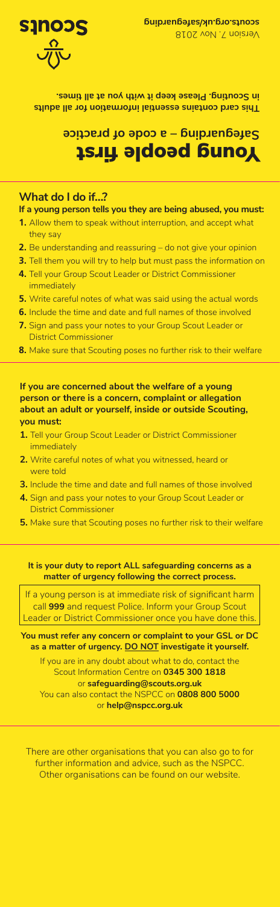# Young people first

## Safeguarding – a code of practice

**This card contains essential information for all adults in Scouting. Please keep it with you at all times.**

**scouts.org.uk/safeguarding**

Version 7. Nov 2018

Scouts

## What do I do if...?

**If a young person tells you they are being abused, you must:**

1. Allow them to speak without interruption, and accept what they say
2. Be understanding and reassuring – do not give your opinion
3. Tell them you will try to help but must pass the information on
4. Tell your Group Scout Leader or District Commissioner immediately
5. Write careful notes of what was said using the actual words
6. Include the time and date and full names of those involved
7. Sign and pass your notes to your Group Scout Leader or District Commissioner
8. Make sure that Scouting poses no further risk to their welfare

**If you are concerned about the welfare of a young person or there is a concern, complaint or allegation about an adult or yourself, inside or outside Scouting, you must:**

1. Tell your Group Scout Leader or District Commissioner immediately
2. Write careful notes of what you witnessed, heard or were told
3. Include the time and date and full names of those involved
4. Sign and pass your notes to your Group Scout Leader or District Commissioner
5. Make sure that Scouting poses no further risk to their welfare

**It is your duty to report ALL safeguarding concerns as a matter of urgency following the correct process.**

If a young person is at immediate risk of significant harm call **999** and request Police. Inform your Group Scout Leader or District Commissioner once you have done this.

**You must refer any concern or complaint to your GSL or DC as a matter of urgency. DO NOT investigate it yourself.**

If you are in any doubt about what to do, contact the Scout Information Centre on **0345 300 1818** or **safeguarding@scouts.org.uk**
You can also contact the NSPCC on **0808 800 5000** or **help@nspcc.org.uk**

There are other organisations that you can also go to for further information and advice, such as the NSPCC. Other organisations can be found on our website.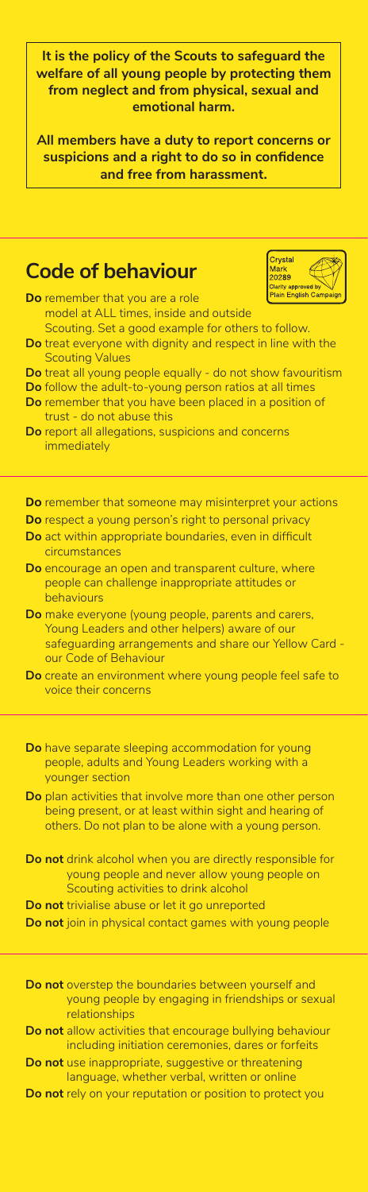**It is the policy of the Scouts to safeguard the welfare of all young people by protecting them from neglect and from physical, sexual and emotional harm.**

**All members have a duty to report concerns or suspicions and a right to do so in confidence and free from harassment.**

## Code of behaviour

Crystal Mark 20289 Clarity approved by Plain English Campaign

**Do** remember that you are a role model at ALL times, inside and outside Scouting. Set a good example for others to follow.

**Do** treat everyone with dignity and respect in line with the Scouting Values

**Do** treat all young people equally - do not show favouritism

**Do** follow the adult-to-young person ratios at all times

**Do** remember that you have been placed in a position of trust - do not abuse this

**Do** report all allegations, suspicions and concerns immediately

**Do** remember that someone may misinterpret your actions

**Do** respect a young person's right to personal privacy

**Do** act within appropriate boundaries, even in difficult circumstances

**Do** encourage an open and transparent culture, where people can challenge inappropriate attitudes or behaviours

**Do** make everyone (young people, parents and carers, Young Leaders and other helpers) aware of our safeguarding arrangements and share our Yellow Card - our Code of Behaviour

**Do** create an environment where young people feel safe to voice their concerns

**Do** have separate sleeping accommodation for young people, adults and Young Leaders working with a younger section

**Do** plan activities that involve more than one other person being present, or at least within sight and hearing of others. Do not plan to be alone with a young person.

**Do not** drink alcohol when you are directly responsible for young people and never allow young people on Scouting activities to drink alcohol

**Do not** trivialise abuse or let it go unreported

**Do not** join in physical contact games with young people

**Do not** overstep the boundaries between yourself and young people by engaging in friendships or sexual relationships

**Do not** allow activities that encourage bullying behaviour including initiation ceremonies, dares or forfeits

**Do not** use inappropriate, suggestive or threatening language, whether verbal, written or online

**Do not** rely on your reputation or position to protect you